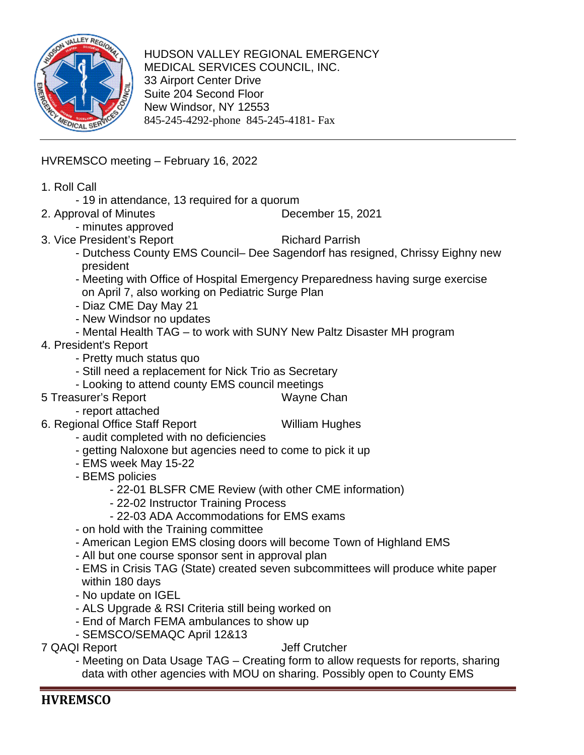HUDSON VALLEY REGIONAL EMERGENCY
MEDICAL SERVICES COUNCIL, INC.
33 Airport Center Drive
Suite 204 Second Floor
New Windsor, NY 12553
845-245-4292-phone 845-245-4181- Fax

---

HVREMSCO meeting – February 16, 2022

1. Roll Call
   - 19 in attendance, 13 required for a quorum
2. Approval of Minutes — December 15, 2021
   - minutes approved
3. Vice President's Report — Richard Parrish
   - Dutchess County EMS Council– Dee Sagendorf has resigned, Chrissy Eighny new president
   - Meeting with Office of Hospital Emergency Preparedness having surge exercise on April 7, also working on Pediatric Surge Plan
   - Diaz CME Day May 21
   - New Windsor no updates
   - Mental Health TAG – to work with SUNY New Paltz Disaster MH program
4. President's Report
   - Pretty much status quo
   - Still need a replacement for Nick Trio as Secretary
   - Looking to attend county EMS council meetings
5 Treasurer's Report — Wayne Chan
   - report attached
6. Regional Office Staff Report — William Hughes
   - audit completed with no deficiencies
   - getting Naloxone but agencies need to come to pick it up
   - EMS week May 15-22
   - BEMS policies
     - 22-01 BLSFR CME Review (with other CME information)
     - 22-02 Instructor Training Process
     - 22-03 ADA Accommodations for EMS exams
   - on hold with the Training committee
   - American Legion EMS closing doors will become Town of Highland EMS
   - All but one course sponsor sent in approval plan
   - EMS in Crisis TAG (State) created seven subcommittees will produce white paper within 180 days
   - No update on IGEL
   - ALS Upgrade & RSI Criteria still being worked on
   - End of March FEMA ambulances to show up
   - SEMSCO/SEMAQC April 12&13
7 QAQI Report — Jeff Crutcher
   - Meeting on Data Usage TAG – Creating form to allow requests for reports, sharing data with other agencies with MOU on sharing. Possibly open to County EMS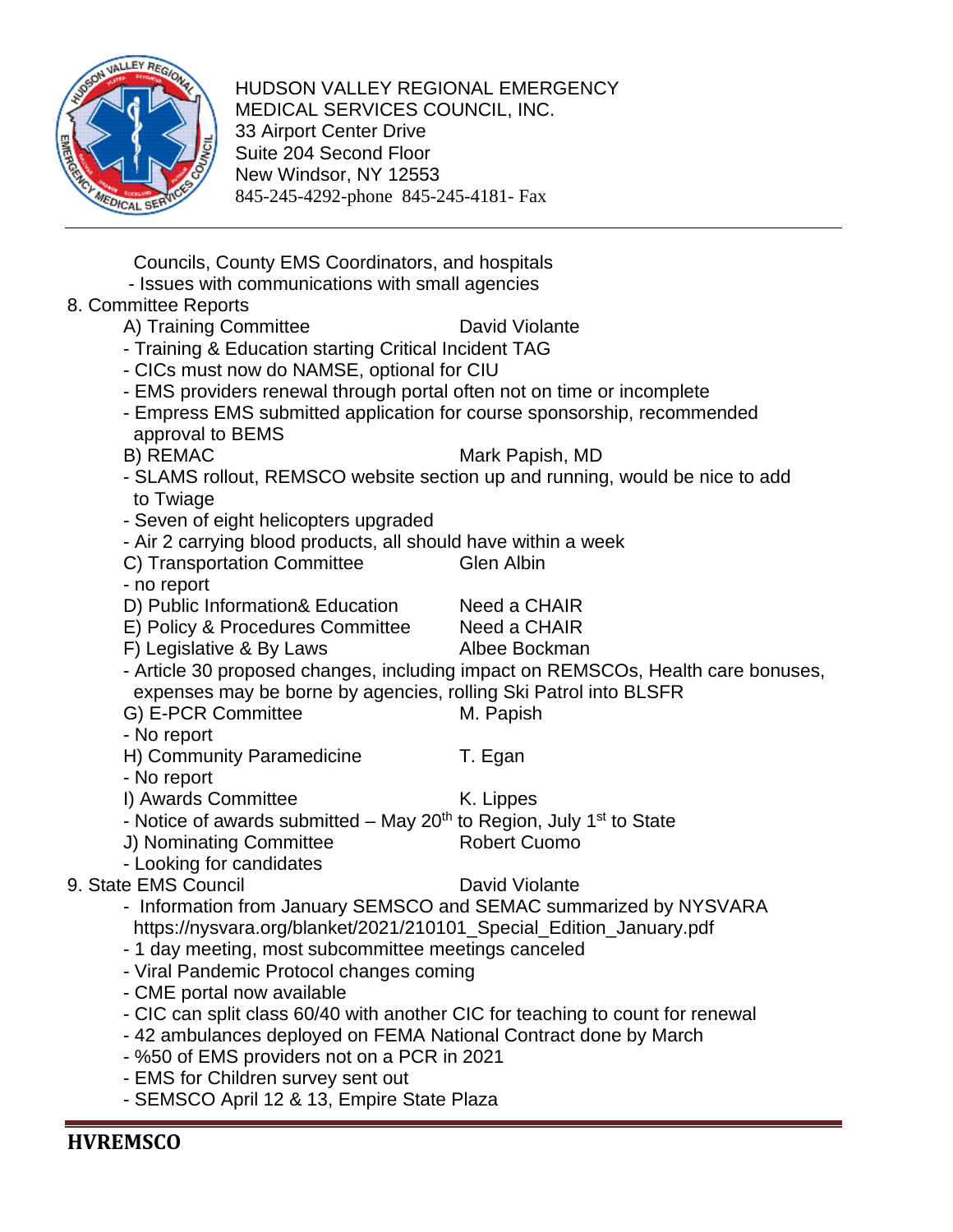Councils, County EMS Coordinators, and hospitals
- Issues with communications with small agencies

8. Committee Reports
   - A) Training Committee — David Violante
     - Training & Education starting Critical Incident TAG
     - CICs must now do NAMSE, optional for CIU
     - EMS providers renewal through portal often not on time or incomplete
     - Empress EMS submitted application for course sponsorship, recommended approval to BEMS
   - B) REMAC — Mark Papish, MD
     - SLAMS rollout, REMSCO website section up and running, would be nice to add to Twiage
     - Seven of eight helicopters upgraded
     - Air 2 carrying blood products, all should have within a week
   - C) Transportation Committee — Glen Albin
     - no report
   - D) Public Information& Education — Need a CHAIR
   - E) Policy & Procedures Committee — Need a CHAIR
   - F) Legislative & By Laws — Albee Bockman
     - Article 30 proposed changes, including impact on REMSCOs, Health care bonuses, expenses may be borne by agencies, rolling Ski Patrol into BLSFR
   - G) E-PCR Committee — M. Papish
     - No report
   - H) Community Paramedicine — T. Egan
     - No report
   - I) Awards Committee — K. Lippes
     - Notice of awards submitted – May 20th to Region, July 1st to State
   - J) Nominating Committee — Robert Cuomo
     - Looking for candidates

9. State EMS Council — David Violante
   - Information from January SEMSCO and SEMAC summarized by NYSVARA https://nysvara.org/blanket/2021/210101_Special_Edition_January.pdf
   - 1 day meeting, most subcommittee meetings canceled
   - Viral Pandemic Protocol changes coming
   - CME portal now available
   - CIC can split class 60/40 with another CIC for teaching to count for renewal
   - 42 ambulances deployed on FEMA National Contract done by March
   - %50 of EMS providers not on a PCR in 2021
   - EMS for Children survey sent out
   - SEMSCO April 12 & 13, Empire State Plaza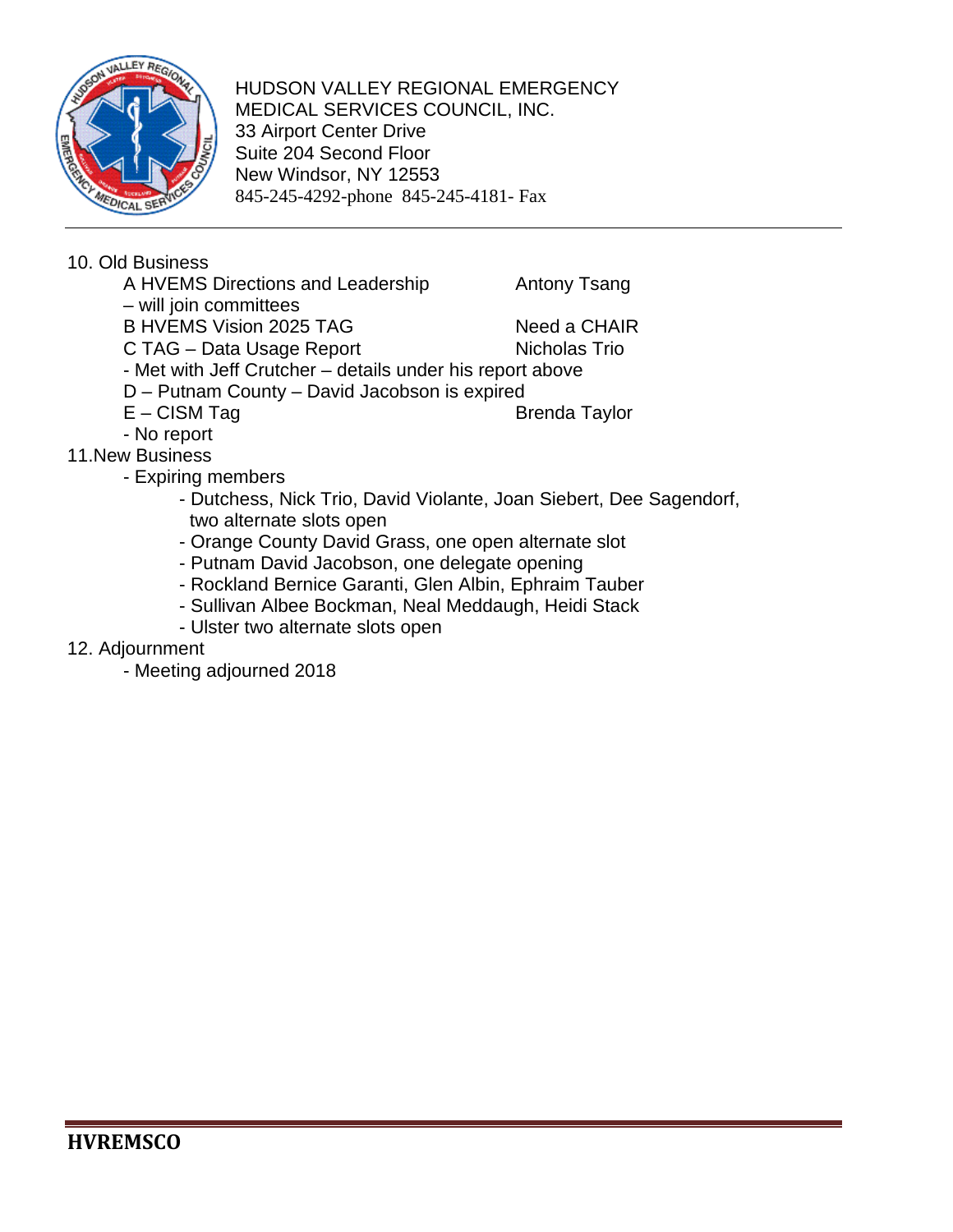HUDSON VALLEY REGIONAL EMERGENCY MEDICAL SERVICES COUNCIL, INC.
33 Airport Center Drive
Suite 204 Second Floor
New Windsor, NY 12553
845-245-4292-phone 845-245-4181- Fax

---

10. Old Business
    - A HVEMS Directions and Leadership — Antony Tsang
      – will join committees
    - B HVEMS Vision 2025 TAG — Need a CHAIR
    - C TAG – Data Usage Report — Nicholas Trio
      - Met with Jeff Crutcher – details under his report above
    - D – Putnam County – David Jacobson is expired
    - E – CISM Tag — Brenda Taylor
      - No report

11. New Business
    - Expiring members
        - Dutchess, Nick Trio, David Violante, Joan Siebert, Dee Sagendorf, two alternate slots open
        - Orange County David Grass, one open alternate slot
        - Putnam David Jacobson, one delegate opening
        - Rockland Bernice Garanti, Glen Albin, Ephraim Tauber
        - Sullivan Albee Bockman, Neal Meddaugh, Heidi Stack
        - Ulster two alternate slots open

12. Adjournment
    - Meeting adjourned 2018